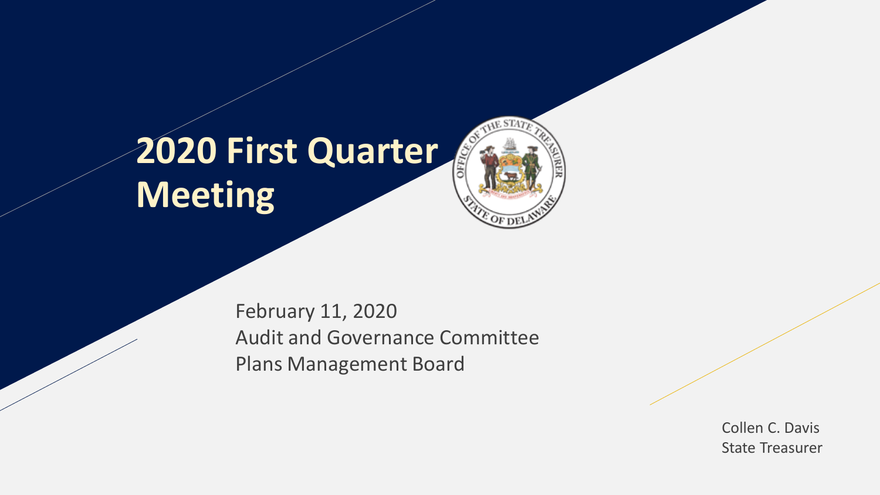# 2020 First Quarter Meeting

February 11, 2020
Audit and Governance Committee
Plans Management Board

Collen C. Davis
State Treasurer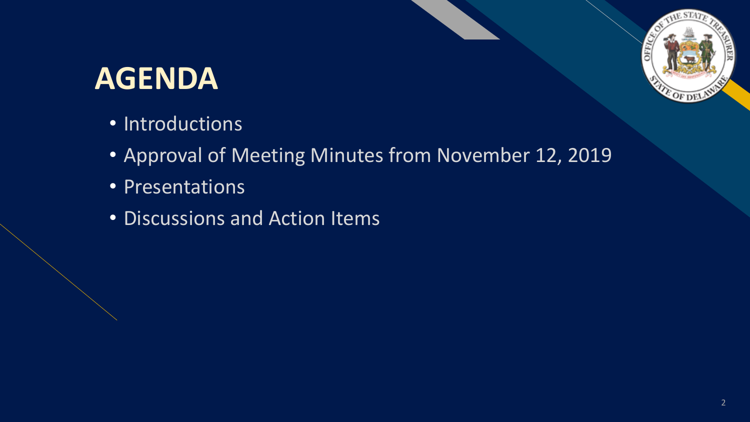# AGENDA

- Introductions
- Approval of Meeting Minutes from November 12, 2019
- Presentations
- Discussions and Action Items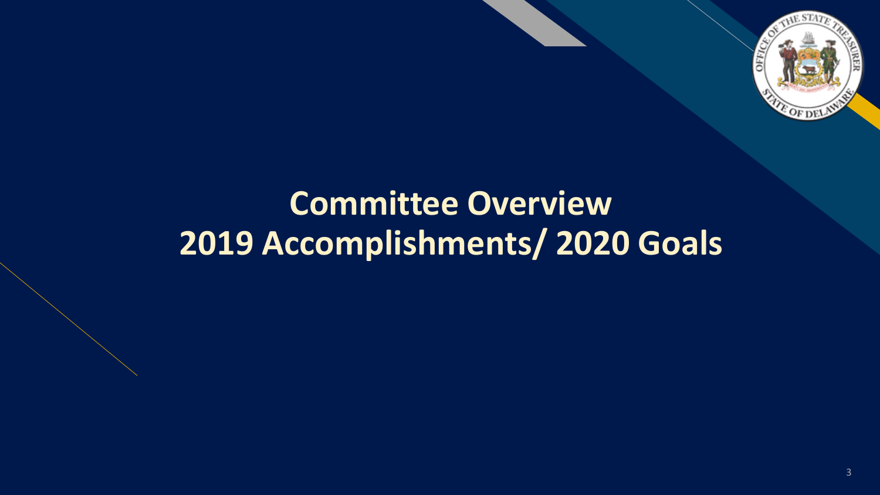# Committee Overview
# 2019 Accomplishments/ 2020 Goals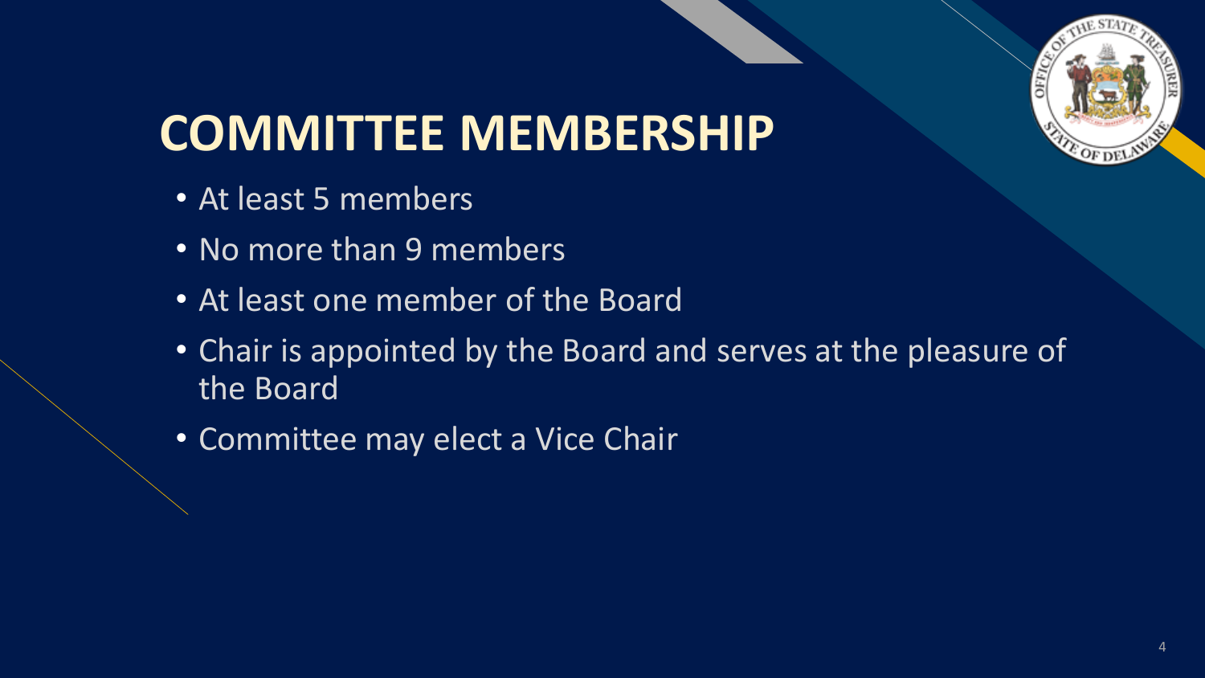# COMMITTEE MEMBERSHIP

- At least 5 members
- No more than 9 members
- At least one member of the Board
- Chair is appointed by the Board and serves at the pleasure of the Board
- Committee may elect a Vice Chair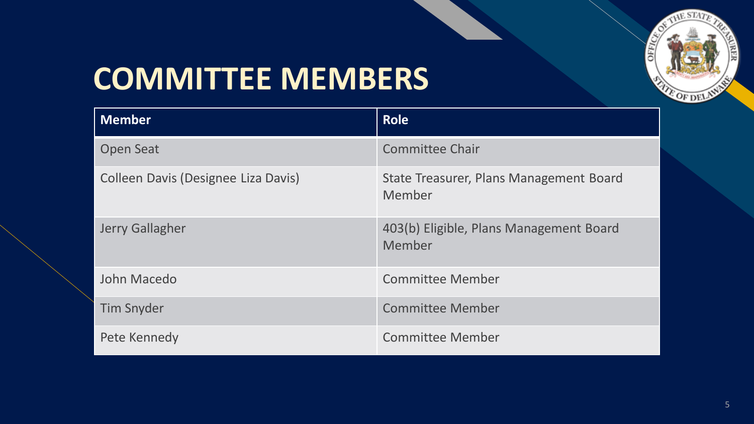# COMMITTEE MEMBERS

| Member | Role |
| --- | --- |
| Open Seat | Committee Chair |
| Colleen Davis (Designee Liza Davis) | State Treasurer, Plans Management Board Member |
| Jerry Gallagher | 403(b) Eligible, Plans Management Board Member |
| John Macedo | Committee Member |
| Tim Snyder | Committee Member |
| Pete Kennedy | Committee Member |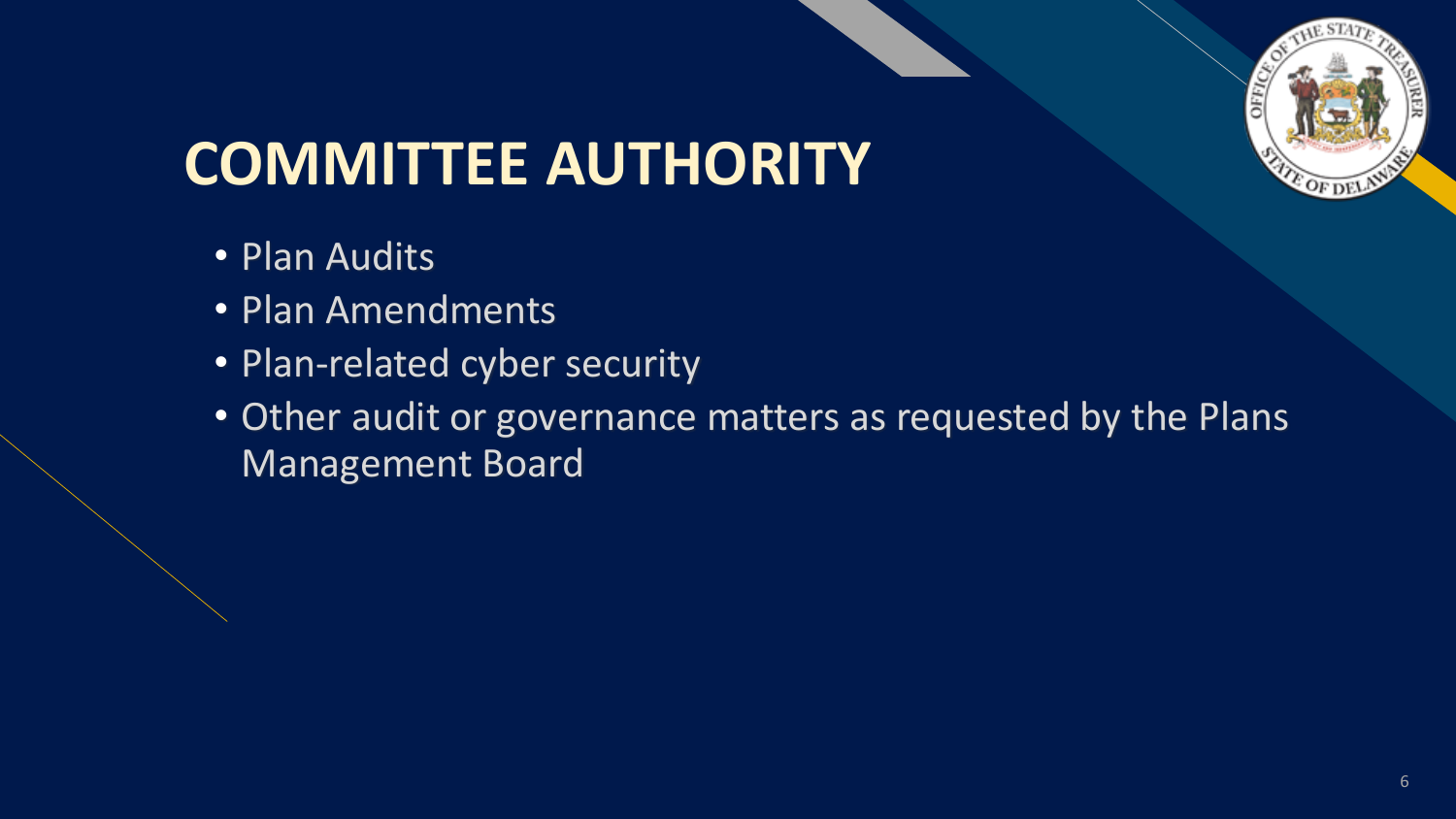# COMMITTEE AUTHORITY

- Plan Audits
- Plan Amendments
- Plan-related cyber security
- Other audit or governance matters as requested by the Plans Management Board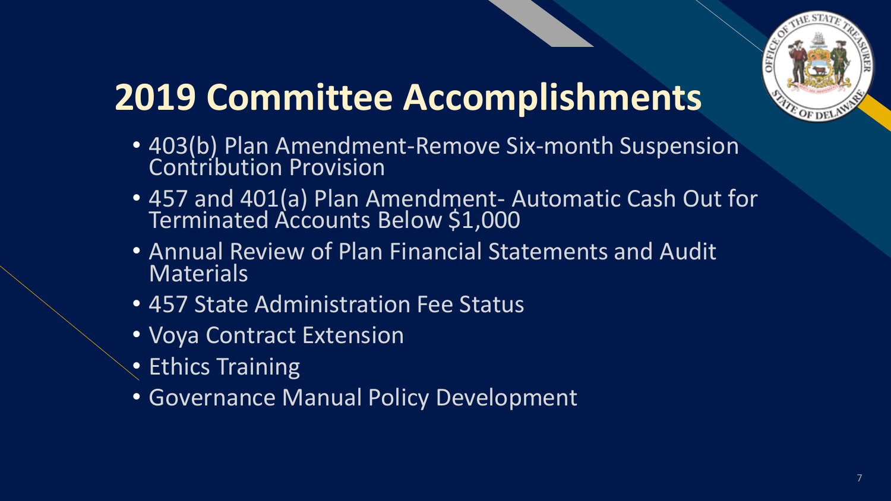# 2019 Committee Accomplishments

- 403(b) Plan Amendment-Remove Six-month Suspension Contribution Provision
- 457 and 401(a) Plan Amendment- Automatic Cash Out for Terminated Accounts Below $1,000
- Annual Review of Plan Financial Statements and Audit Materials
- 457 State Administration Fee Status
- Voya Contract Extension
- Ethics Training
- Governance Manual Policy Development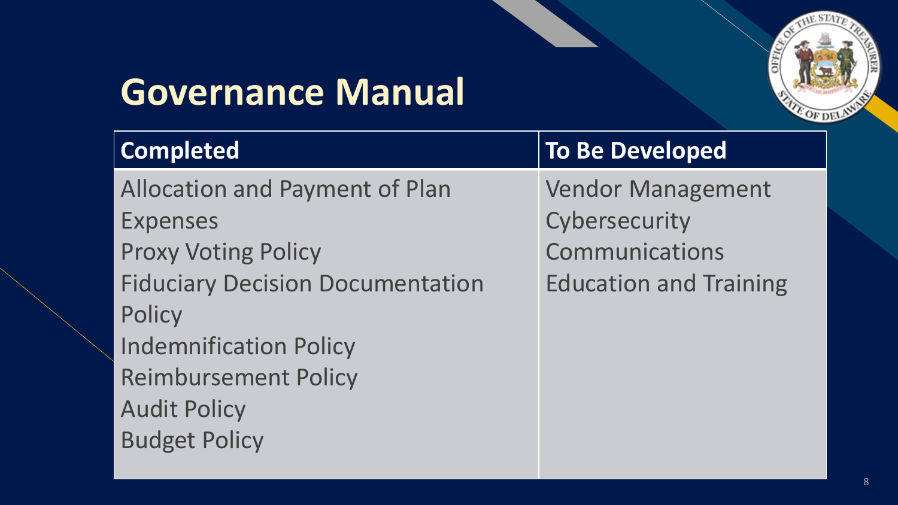# Governance Manual

| Completed | To Be Developed |
| --- | --- |
| Allocation and Payment of Plan Expenses | Vendor Management |
| Proxy Voting Policy | Cybersecurity |
| Fiduciary Decision Documentation Policy | Communications |
| Indemnification Policy | Education and Training |
| Reimbursement Policy | |
| Audit Policy | |
| Budget Policy | |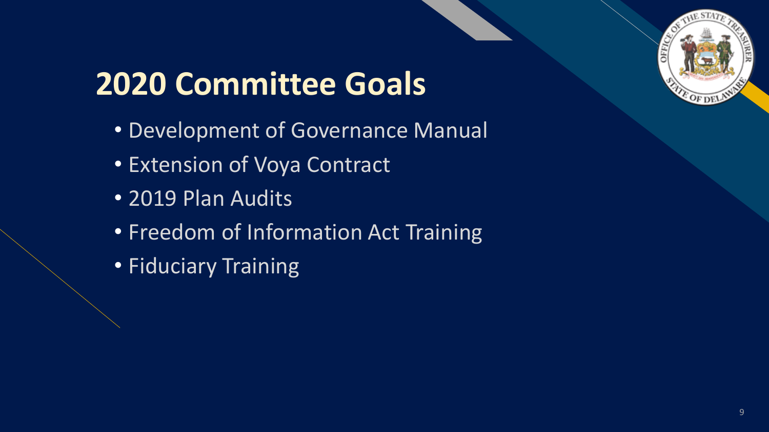# 2020 Committee Goals

- Development of Governance Manual
- Extension of Voya Contract
- 2019 Plan Audits
- Freedom of Information Act Training
- Fiduciary Training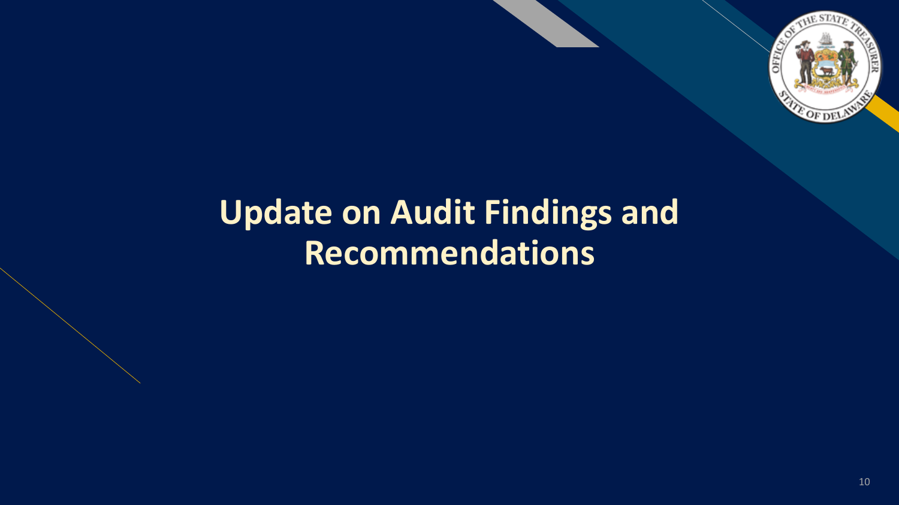# Update on Audit Findings and Recommendations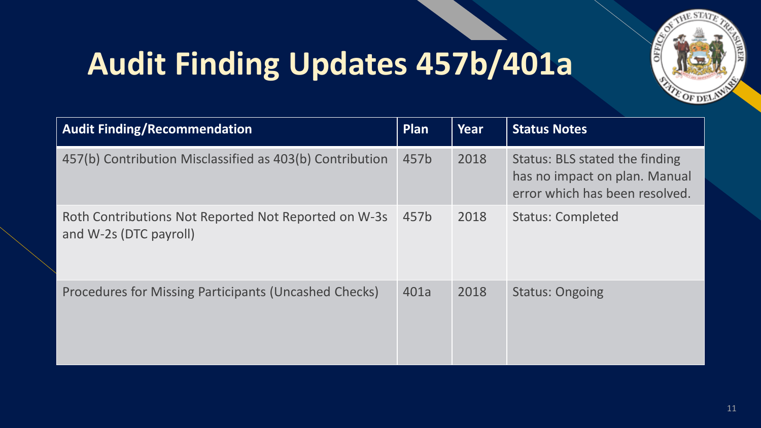# Audit Finding Updates 457b/401a

| Audit Finding/Recommendation | Plan | Year | Status Notes |
|---|---|---|---|
| 457(b) Contribution Misclassified as 403(b) Contribution | 457b | 2018 | Status: BLS stated the finding has no impact on plan. Manual error which has been resolved. |
| Roth Contributions Not Reported Not Reported on W-3s and W-2s (DTC payroll) | 457b | 2018 | Status: Completed |
| Procedures for Missing Participants (Uncashed Checks) | 401a | 2018 | Status: Ongoing |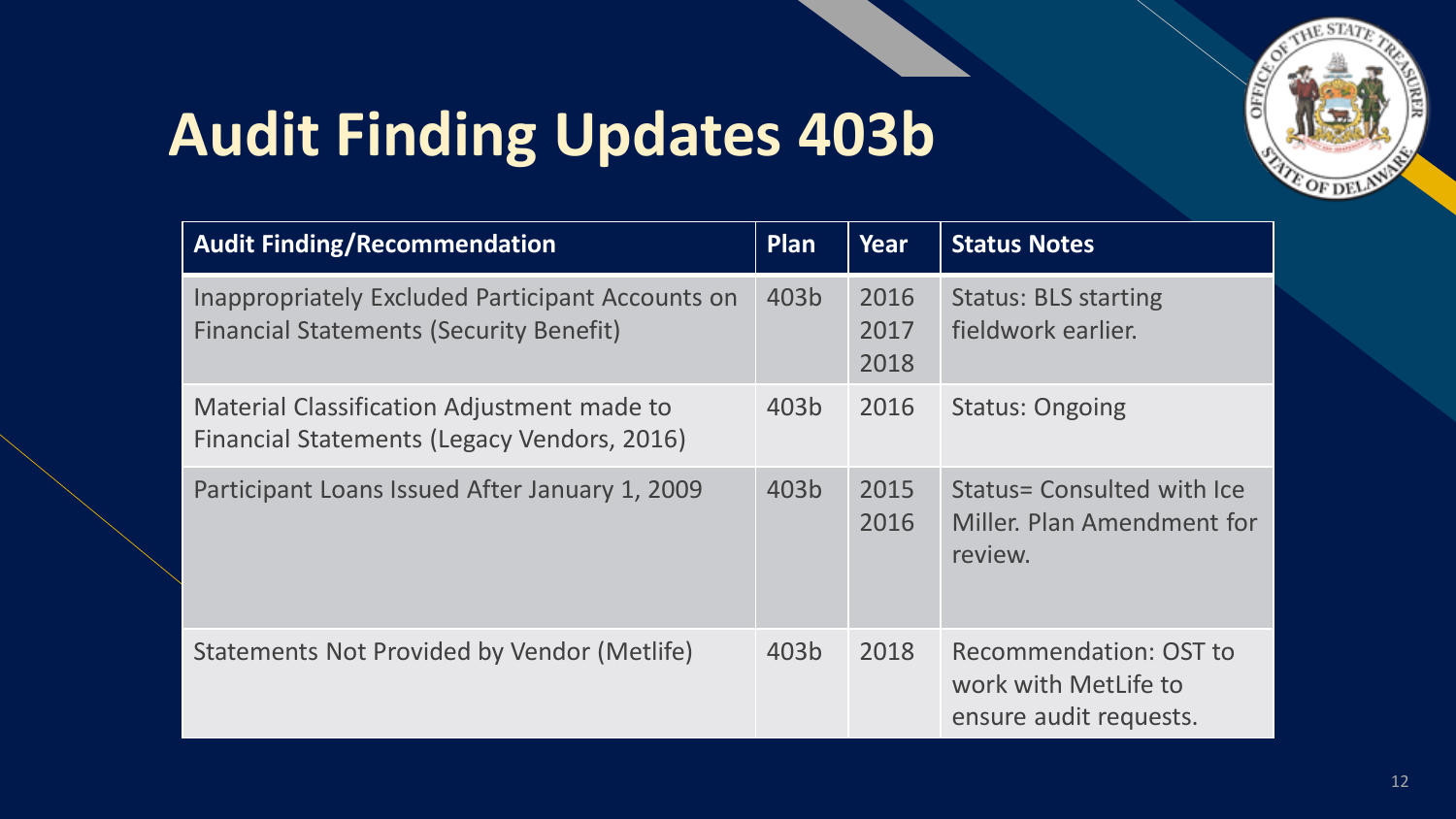# Audit Finding Updates 403b

| Audit Finding/Recommendation | Plan | Year | Status Notes |
|---|---|---|---|
| Inappropriately Excluded Participant Accounts on Financial Statements (Security Benefit) | 403b | 2016<br>2017<br>2018 | Status: BLS starting fieldwork earlier. |
| Material Classification Adjustment made to Financial Statements (Legacy Vendors, 2016) | 403b | 2016 | Status: Ongoing |
| Participant Loans Issued After January 1, 2009 | 403b | 2015<br>2016 | Status= Consulted with Ice Miller. Plan Amendment for review. |
| Statements Not Provided by Vendor (Metlife) | 403b | 2018 | Recommendation: OST to work with MetLife to ensure audit requests. |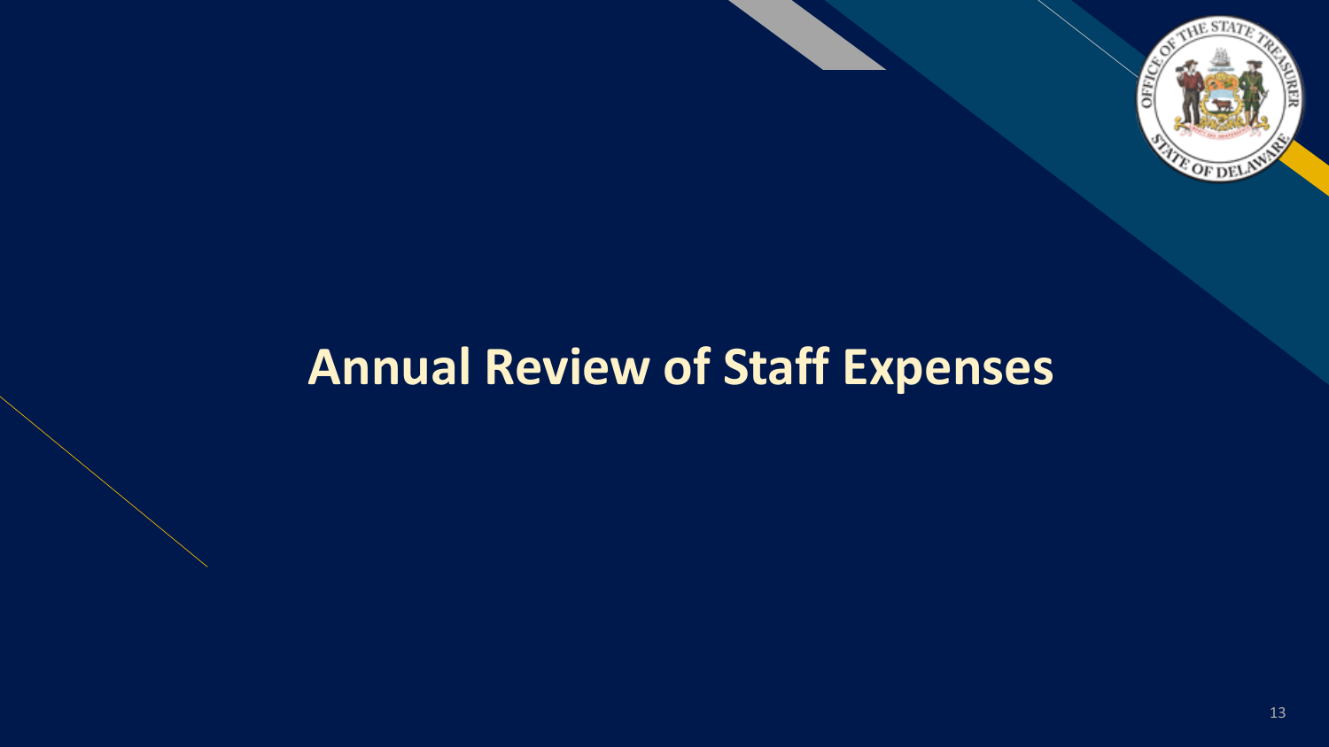# Annual Review of Staff Expenses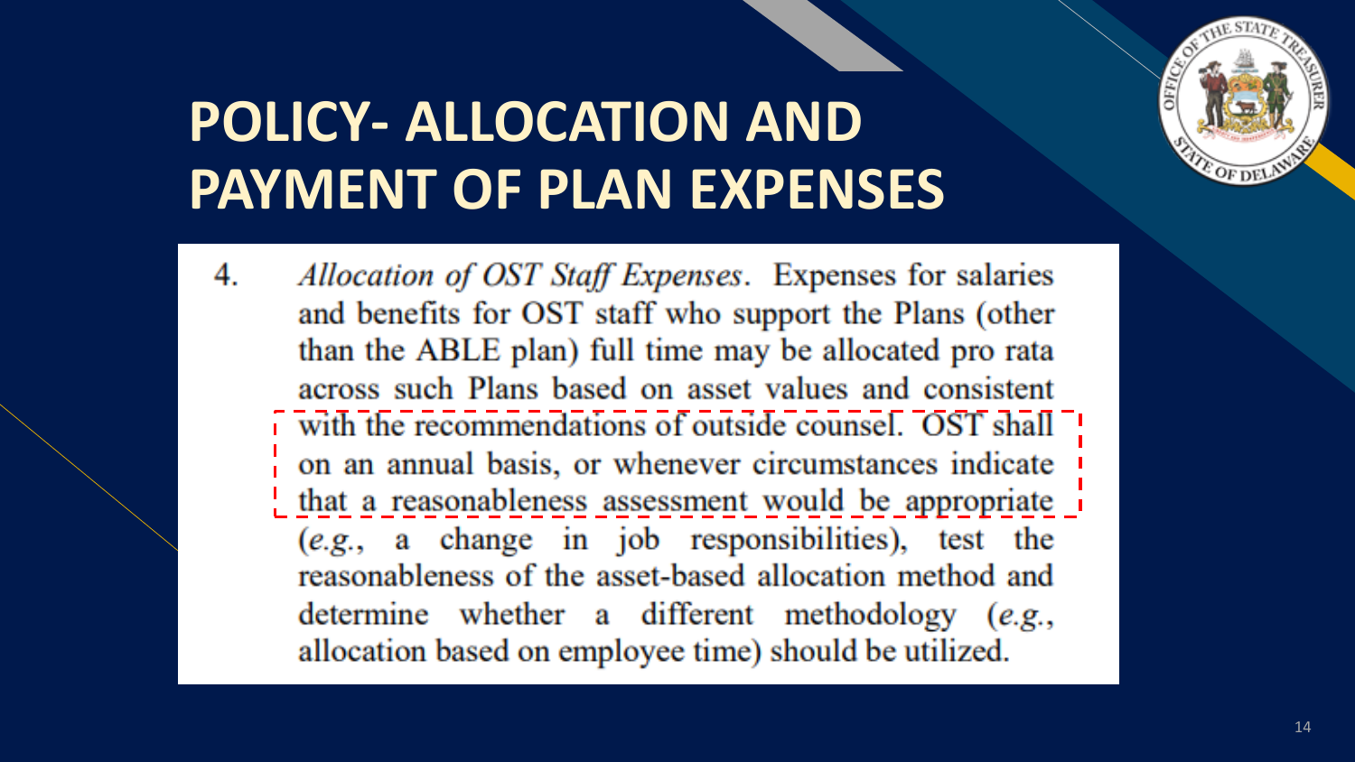# POLICY- ALLOCATION AND PAYMENT OF PLAN EXPENSES

4. *Allocation of OST Staff Expenses*. Expenses for salaries and benefits for OST staff who support the Plans (other than the ABLE plan) full time may be allocated pro rata across such Plans based on asset values and consistent with the recommendations of outside counsel. OST shall on an annual basis, or whenever circumstances indicate that a reasonableness assessment would be appropriate (*e.g.*, a change in job responsibilities), test the reasonableness of the asset-based allocation method and determine whether a different methodology (*e.g.*, allocation based on employee time) should be utilized.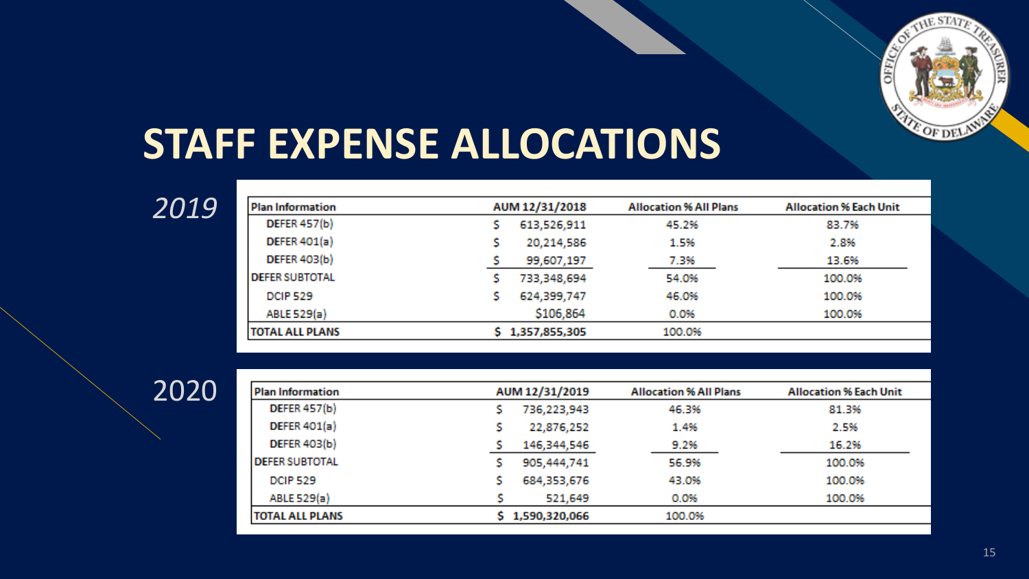# STAFF EXPENSE ALLOCATIONS

*2019*

| Plan Information | AUM 12/31/2018 | Allocation % All Plans | Allocation % Each Unit |
|---|---|---|---|
| DEFER 457(b) | $ 613,526,911 | 45.2% | 83.7% |
| DEFER 401(a) | $ 20,214,586 | 1.5% | 2.8% |
| DEFER 403(b) | $ 99,607,197 | 7.3% | 13.6% |
| DEFER SUBTOTAL | $ 733,348,694 | 54.0% | 100.0% |
| DCIP 529 | $ 624,399,747 | 46.0% | 100.0% |
| ABLE 529(a) | $106,864 | 0.0% | 100.0% |
| TOTAL ALL PLANS | $ 1,357,855,305 | 100.0% | |

2020

| Plan Information | AUM 12/31/2019 | Allocation % All Plans | Allocation % Each Unit |
|---|---|---|---|
| DEFER 457(b) | $ 736,223,943 | 46.3% | 81.3% |
| DEFER 401(a) | $ 22,876,252 | 1.4% | 2.5% |
| DEFER 403(b) | $ 146,344,546 | 9.2% | 16.2% |
| DEFER SUBTOTAL | $ 905,444,741 | 56.9% | 100.0% |
| DCIP 529 | $ 684,353,676 | 43.0% | 100.0% |
| ABLE 529(a) | $ 521,649 | 0.0% | 100.0% |
| TOTAL ALL PLANS | $ 1,590,320,066 | 100.0% | |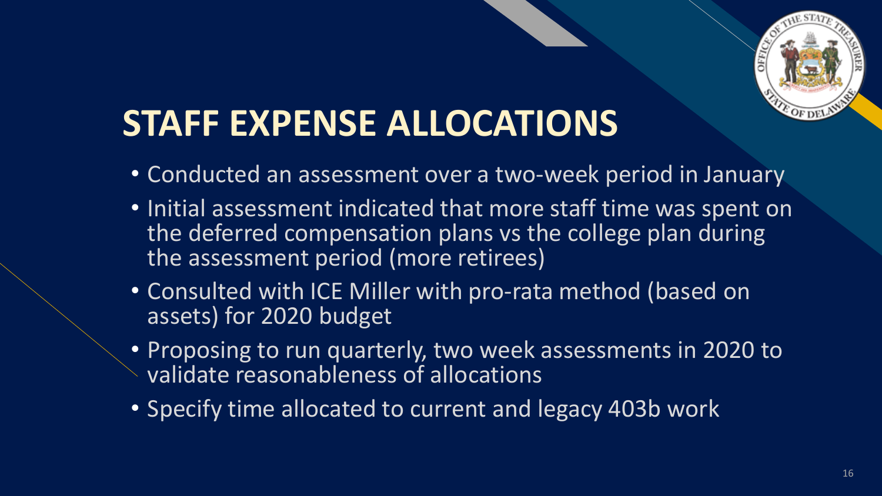# STAFF EXPENSE ALLOCATIONS

- Conducted an assessment over a two-week period in January
- Initial assessment indicated that more staff time was spent on the deferred compensation plans vs the college plan during the assessment period (more retirees)
- Consulted with ICE Miller with pro-rata method (based on assets) for 2020 budget
- Proposing to run quarterly, two week assessments in 2020 to validate reasonableness of allocations
- Specify time allocated to current and legacy 403b work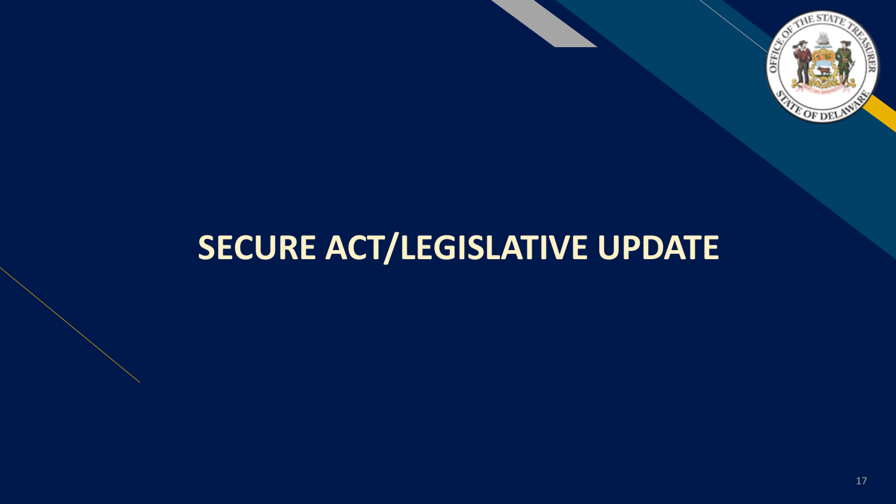# SECURE ACT/LEGISLATIVE UPDATE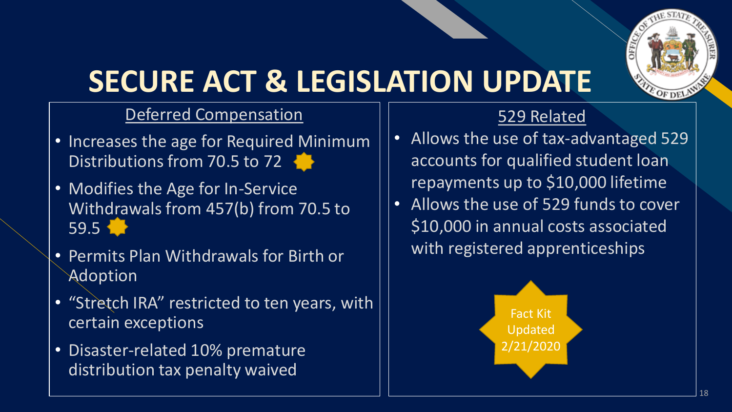# SECURE ACT & LEGISLATION UPDATE

## Deferred Compensation

- Increases the age for Required Minimum Distributions from 70.5 to 72
- Modifies the Age for In-Service Withdrawals from 457(b) from 70.5 to 59.5
- Permits Plan Withdrawals for Birth or Adoption
- "Stretch IRA" restricted to ten years, with certain exceptions
- Disaster-related 10% premature distribution tax penalty waived

## 529 Related

- Allows the use of tax-advantaged 529 accounts for qualified student loan repayments up to $10,000 lifetime
- Allows the use of 529 funds to cover $10,000 in annual costs associated with registered apprenticeships

Fact Kit Updated 2/21/2020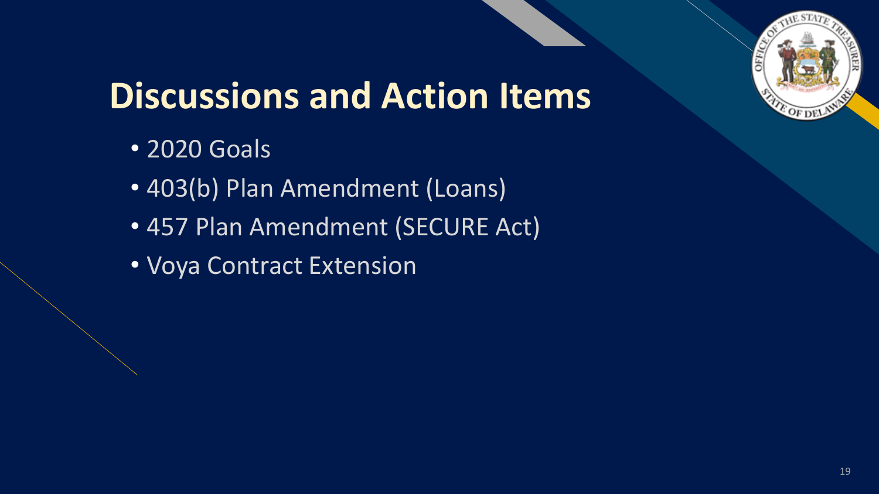# Discussions and Action Items

- 2020 Goals
- 403(b) Plan Amendment (Loans)
- 457 Plan Amendment (SECURE Act)
- Voya Contract Extension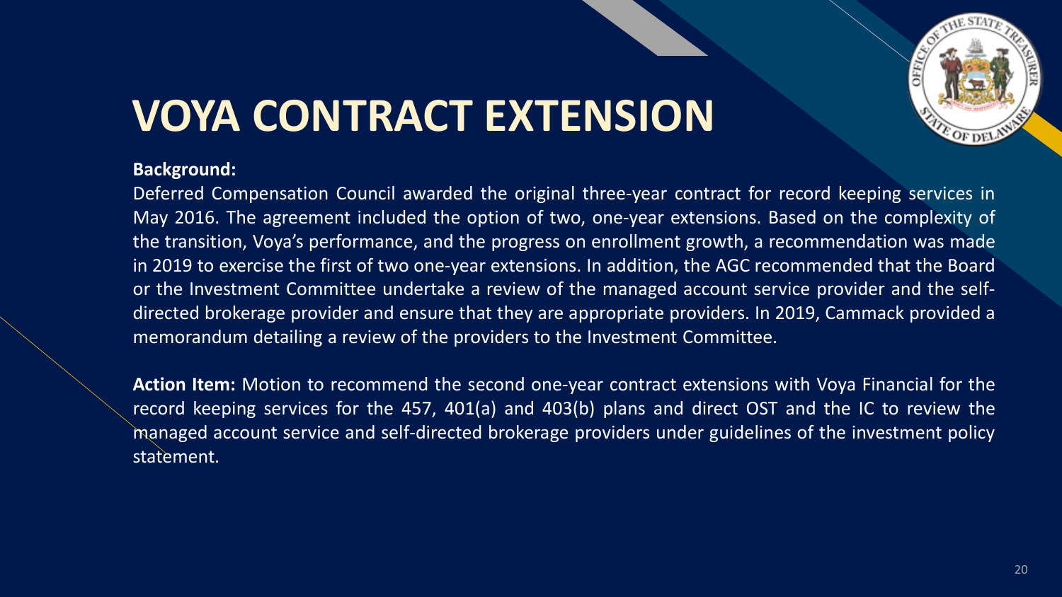# VOYA CONTRACT EXTENSION

**Background:**

Deferred Compensation Council awarded the original three-year contract for record keeping services in May 2016. The agreement included the option of two, one-year extensions. Based on the complexity of the transition, Voya's performance, and the progress on enrollment growth, a recommendation was made in 2019 to exercise the first of two one-year extensions. In addition, the AGC recommended that the Board or the Investment Committee undertake a review of the managed account service provider and the self-directed brokerage provider and ensure that they are appropriate providers. In 2019, Cammack provided a memorandum detailing a review of the providers to the Investment Committee.

**Action Item:** Motion to recommend the second one-year contract extensions with Voya Financial for the record keeping services for the 457, 401(a) and 403(b) plans and direct OST and the IC to review the managed account service and self-directed brokerage providers under guidelines of the investment policy statement.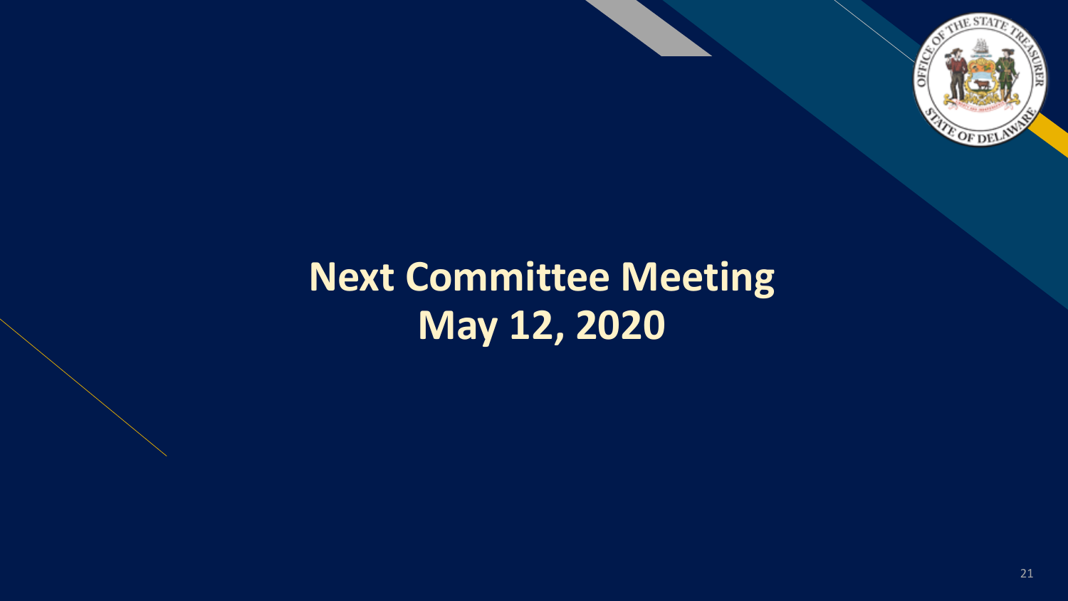# Next Committee Meeting
# May 12, 2020